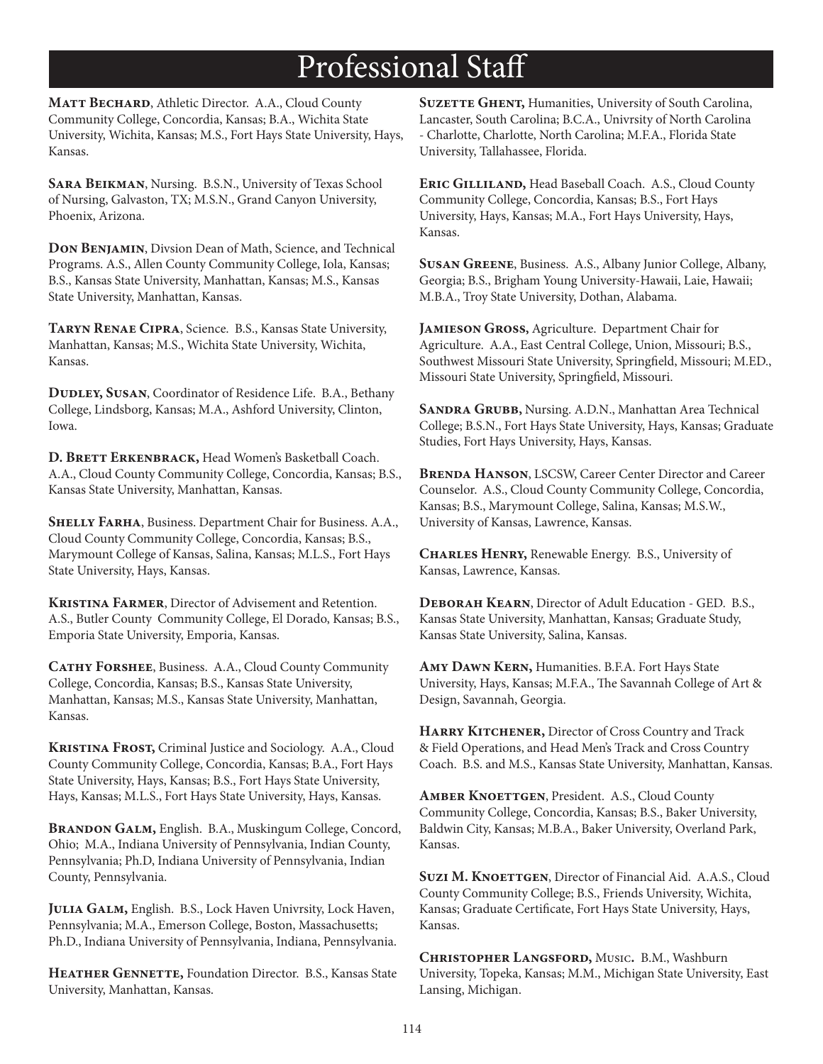# Professional Staff

**Matt Bechard**, Athletic Director. A.A., Cloud County Community College, Concordia, Kansas; B.A., Wichita State University, Wichita, Kansas; M.S., Fort Hays State University, Hays, Kansas.

**Sara Beikman**, Nursing. B.S.N., University of Texas School of Nursing, Galvaston, TX; M.S.N., Grand Canyon University, Phoenix, Arizona.

**Don Benjamin**, Divsion Dean of Math, Science, and Technical Programs. A.S., Allen County Community College, Iola, Kansas; B.S., Kansas State University, Manhattan, Kansas; M.S., Kansas State University, Manhattan, Kansas.

**Taryn Renae Cipra**, Science. B.S., Kansas State University, Manhattan, Kansas; M.S., Wichita State University, Wichita, Kansas.

**Dudley, Susan**, Coordinator of Residence Life. B.A., Bethany College, Lindsborg, Kansas; M.A., Ashford University, Clinton, Iowa.

**D. Brett Erkenbrack,** Head Women's Basketball Coach. A.A., Cloud County Community College, Concordia, Kansas; B.S., Kansas State University, Manhattan, Kansas.

**Shelly Farha**, Business. Department Chair for Business. A.A., Cloud County Community College, Concordia, Kansas; B.S., Marymount College of Kansas, Salina, Kansas; M.L.S., Fort Hays State University, Hays, Kansas.

**Kristina Farmer**, Director of Advisement and Retention. A.S., Butler County Community College, El Dorado, Kansas; B.S., Emporia State University, Emporia, Kansas.

**Cathy Forshee**, Business. A.A., Cloud County Community College, Concordia, Kansas; B.S., Kansas State University, Manhattan, Kansas; M.S., Kansas State University, Manhattan, Kansas.

**Kristina Frost,** Criminal Justice and Sociology. A.A., Cloud County Community College, Concordia, Kansas; B.A., Fort Hays State University, Hays, Kansas; B.S., Fort Hays State University, Hays, Kansas; M.L.S., Fort Hays State University, Hays, Kansas.

**Brandon Galm,** English. B.A., Muskingum College, Concord, Ohio; M.A., Indiana University of Pennsylvania, Indian County, Pennsylvania; Ph.D, Indiana University of Pennsylvania, Indian County, Pennsylvania.

**Julia Galm,** English. B.S., Lock Haven Univrsity, Lock Haven, Pennsylvania; M.A., Emerson College, Boston, Massachusetts; Ph.D., Indiana University of Pennsylvania, Indiana, Pennsylvania.

**Heather Gennette,** Foundation Director. B.S., Kansas State University, Manhattan, Kansas.

**Suzette Ghent,** Humanities, University of South Carolina, Lancaster, South Carolina; B.C.A., Univrsity of North Carolina - Charlotte, Charlotte, North Carolina; M.F.A., Florida State University, Tallahassee, Florida.

**Eric Gilliland,** Head Baseball Coach. A.S., Cloud County Community College, Concordia, Kansas; B.S., Fort Hays University, Hays, Kansas; M.A., Fort Hays University, Hays, Kansas.

**Susan Greene**, Business. A.S., Albany Junior College, Albany, Georgia; B.S., Brigham Young University-Hawaii, Laie, Hawaii; M.B.A., Troy State University, Dothan, Alabama.

**Jamieson Gross,** Agriculture. Department Chair for Agriculture. A.A., East Central College, Union, Missouri; B.S., Southwest Missouri State University, Springfield, Missouri; M.ED., Missouri State University, Springfield, Missouri.

**Sandra Grubb,** Nursing. A.D.N., Manhattan Area Technical College; B.S.N., Fort Hays State University, Hays, Kansas; Graduate Studies, Fort Hays University, Hays, Kansas.

**Brenda Hanson**, LSCSW, Career Center Director and Career Counselor. A.S., Cloud County Community College, Concordia, Kansas; B.S., Marymount College, Salina, Kansas; M.S.W., University of Kansas, Lawrence, Kansas.

**Charles Henry,** Renewable Energy. B.S., University of Kansas, Lawrence, Kansas.

**Deborah Kearn**, Director of Adult Education - GED. B.S., Kansas State University, Manhattan, Kansas; Graduate Study, Kansas State University, Salina, Kansas.

**Amy Dawn Kern,** Humanities. B.F.A. Fort Hays State University, Hays, Kansas; M.F.A., The Savannah College of Art & Design, Savannah, Georgia.

**Harry Kitchener,** Director of Cross Country and Track & Field Operations, and Head Men's Track and Cross Country Coach. B.S. and M.S., Kansas State University, Manhattan, Kansas.

**Amber Knoettgen**, President. A.S., Cloud County Community College, Concordia, Kansas; B.S., Baker University, Baldwin City, Kansas; M.B.A., Baker University, Overland Park, Kansas.

**Suzi M. Knoettgen**, Director of Financial Aid. A.A.S., Cloud County Community College; B.S., Friends University, Wichita, Kansas; Graduate Certificate, Fort Hays State University, Hays, Kansas.

**Christopher Langsford,** Music**.** B.M., Washburn University, Topeka, Kansas; M.M., Michigan State University, East Lansing, Michigan.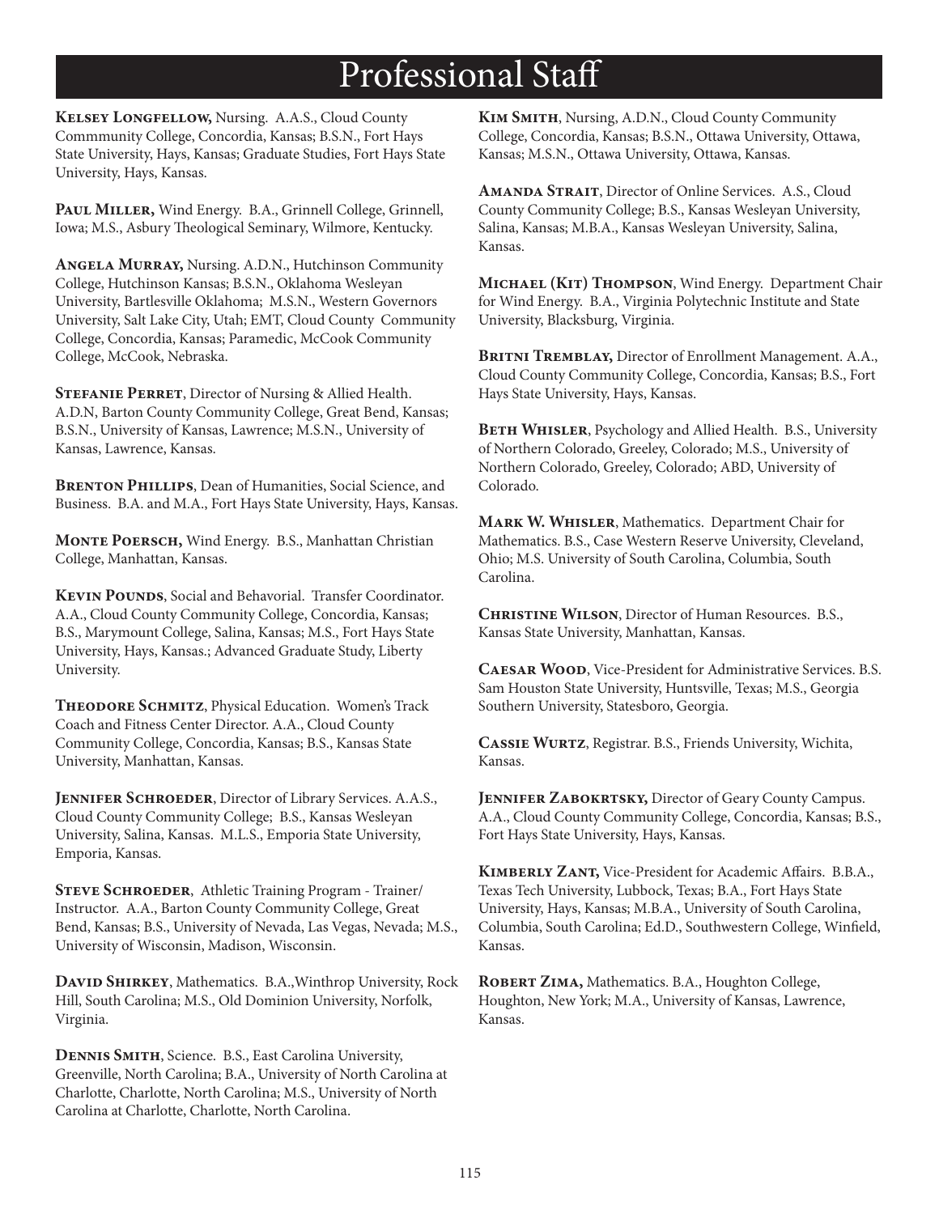# Professional Staff

**Kelsey Longfellow,** Nursing. A.A.S., Cloud County Commmunity College, Concordia, Kansas; B.S.N., Fort Hays State University, Hays, Kansas; Graduate Studies, Fort Hays State University, Hays, Kansas.

**Paul Miller,** Wind Energy. B.A., Grinnell College, Grinnell, Iowa; M.S., Asbury Theological Seminary, Wilmore, Kentucky.

**Angela Murray,** Nursing. A.D.N., Hutchinson Community College, Hutchinson Kansas; B.S.N., Oklahoma Wesleyan University, Bartlesville Oklahoma; M.S.N., Western Governors University, Salt Lake City, Utah; EMT, Cloud County Community College, Concordia, Kansas; Paramedic, McCook Community College, McCook, Nebraska.

**Stefanie Perret**, Director of Nursing & Allied Health. A.D.N, Barton County Community College, Great Bend, Kansas; B.S.N., University of Kansas, Lawrence; M.S.N., University of Kansas, Lawrence, Kansas.

**Brenton Phillips**, Dean of Humanities, Social Science, and Business. B.A. and M.A., Fort Hays State University, Hays, Kansas.

**Monte Poersch,** Wind Energy. B.S., Manhattan Christian College, Manhattan, Kansas.

**Kevin Pounds**, Social and Behavorial. Transfer Coordinator. A.A., Cloud County Community College, Concordia, Kansas; B.S., Marymount College, Salina, Kansas; M.S., Fort Hays State University, Hays, Kansas.; Advanced Graduate Study, Liberty University.

**Theodore Schmitz**, Physical Education. Women's Track Coach and Fitness Center Director. A.A., Cloud County Community College, Concordia, Kansas; B.S., Kansas State University, Manhattan, Kansas.

**Jennifer Schroeder**, Director of Library Services. A.A.S., Cloud County Community College; B.S., Kansas Wesleyan University, Salina, Kansas. M.L.S., Emporia State University, Emporia, Kansas.

**Steve Schroeder**, Athletic Training Program - Trainer/ Instructor. A.A., Barton County Community College, Great Bend, Kansas; B.S., University of Nevada, Las Vegas, Nevada; M.S., University of Wisconsin, Madison, Wisconsin.

**David Shirkey**, Mathematics. B.A.,Winthrop University, Rock Hill, South Carolina; M.S., Old Dominion University, Norfolk, Virginia.

**Dennis Smith**, Science. B.S., East Carolina University, Greenville, North Carolina; B.A., University of North Carolina at Charlotte, Charlotte, North Carolina; M.S., University of North Carolina at Charlotte, Charlotte, North Carolina.

**Kim Smith**, Nursing, A.D.N., Cloud County Community College, Concordia, Kansas; B.S.N., Ottawa University, Ottawa, Kansas; M.S.N., Ottawa University, Ottawa, Kansas.

**Amanda Strait**, Director of Online Services. A.S., Cloud County Community College; B.S., Kansas Wesleyan University, Salina, Kansas; M.B.A., Kansas Wesleyan University, Salina, Kansas.

**Michael (Kit) Thompson**, Wind Energy. Department Chair for Wind Energy. B.A., Virginia Polytechnic Institute and State University, Blacksburg, Virginia.

**Britni Tremblay,** Director of Enrollment Management. A.A., Cloud County Community College, Concordia, Kansas; B.S., Fort Hays State University, Hays, Kansas.

**Beth Whisler**, Psychology and Allied Health. B.S., University of Northern Colorado, Greeley, Colorado; M.S., University of Northern Colorado, Greeley, Colorado; ABD, University of Colorado.

**Mark W. Whisler**, Mathematics. Department Chair for Mathematics. B.S., Case Western Reserve University, Cleveland, Ohio; M.S. University of South Carolina, Columbia, South Carolina.

**Christine Wilson**, Director of Human Resources. B.S., Kansas State University, Manhattan, Kansas.

**Caesar Wood**, Vice-President for Administrative Services. B.S. Sam Houston State University, Huntsville, Texas; M.S., Georgia Southern University, Statesboro, Georgia.

**Cassie Wurtz**, Registrar. B.S., Friends University, Wichita, Kansas.

**Jennifer Zabokrtsky,** Director of Geary County Campus. A.A., Cloud County Community College, Concordia, Kansas; B.S., Fort Hays State University, Hays, Kansas.

**Kimberly Zant,** Vice-President for Academic Affairs. B.B.A., Texas Tech University, Lubbock, Texas; B.A., Fort Hays State University, Hays, Kansas; M.B.A., University of South Carolina, Columbia, South Carolina; Ed.D., Southwestern College, Winfield, Kansas.

**Robert Zima,** Mathematics. B.A., Houghton College, Houghton, New York; M.A., University of Kansas, Lawrence, Kansas.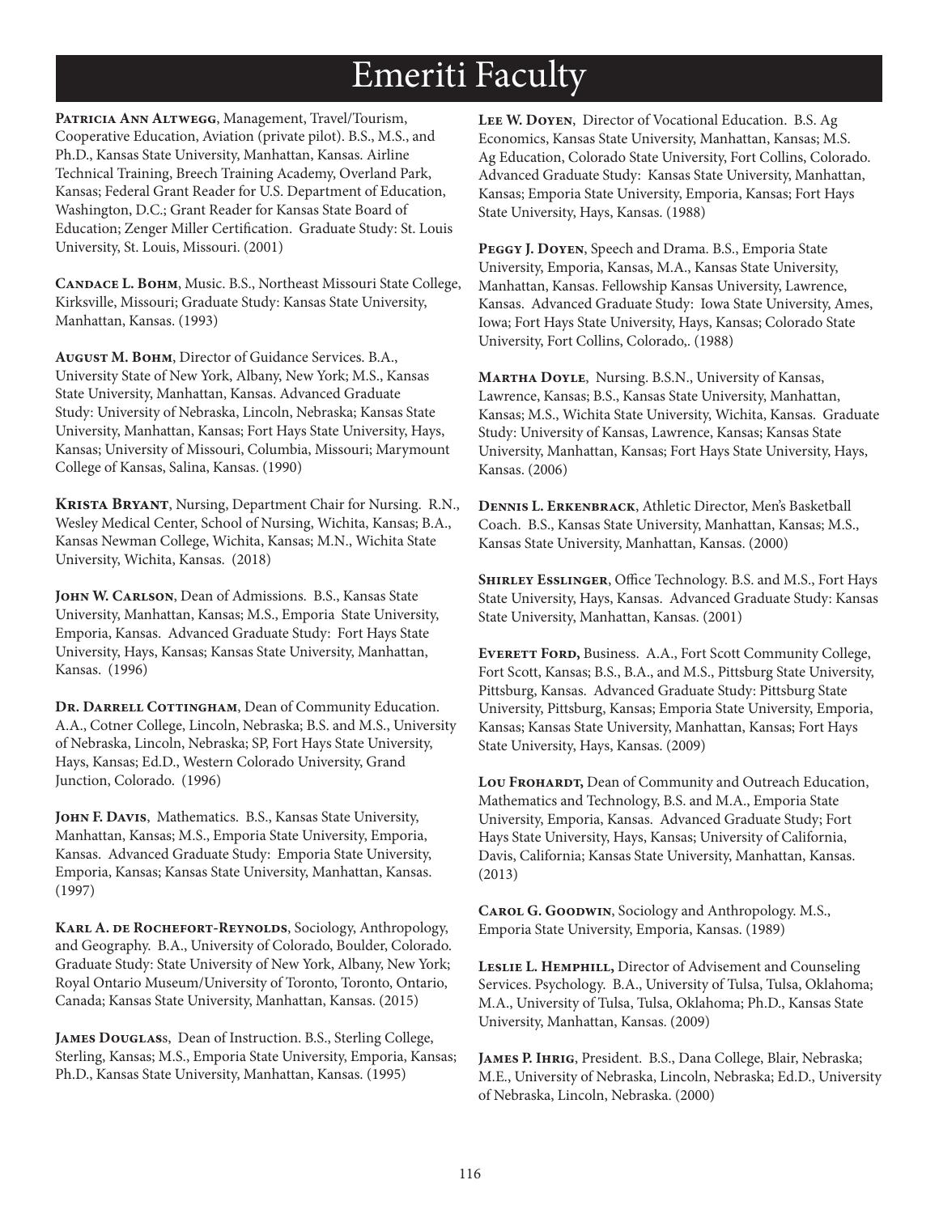# Emeriti Faculty

**Patricia Ann Altwegg**, Management, Travel/Tourism, Cooperative Education, Aviation (private pilot). B.S., M.S., and Ph.D., Kansas State University, Manhattan, Kansas. Airline Technical Training, Breech Training Academy, Overland Park, Kansas; Federal Grant Reader for U.S. Department of Education, Washington, D.C.; Grant Reader for Kansas State Board of Education; Zenger Miller Certification. Graduate Study: St. Louis University, St. Louis, Missouri. (2001)

**Candace L. Bohm**, Music. B.S., Northeast Missouri State College, Kirksville, Missouri; Graduate Study: Kansas State University, Manhattan, Kansas. (1993)

**August M. Bohm**, Director of Guidance Services. B.A., University State of New York, Albany, New York; M.S., Kansas State University, Manhattan, Kansas. Advanced Graduate Study: University of Nebraska, Lincoln, Nebraska; Kansas State University, Manhattan, Kansas; Fort Hays State University, Hays, Kansas; University of Missouri, Columbia, Missouri; Marymount College of Kansas, Salina, Kansas. (1990)

**Krista Bryant**, Nursing, Department Chair for Nursing. R.N., Wesley Medical Center, School of Nursing, Wichita, Kansas; B.A., Kansas Newman College, Wichita, Kansas; M.N., Wichita State University, Wichita, Kansas. (2018)

**John W. Carlson**, Dean of Admissions. B.S., Kansas State University, Manhattan, Kansas; M.S., Emporia State University, Emporia, Kansas. Advanced Graduate Study: Fort Hays State University, Hays, Kansas; Kansas State University, Manhattan, Kansas. (1996)

**Dr. Darrell Cottingham**, Dean of Community Education. A.A., Cotner College, Lincoln, Nebraska; B.S. and M.S., University of Nebraska, Lincoln, Nebraska; SP, Fort Hays State University, Hays, Kansas; Ed.D., Western Colorado University, Grand Junction, Colorado. (1996)

**John F. Davis**, Mathematics. B.S., Kansas State University, Manhattan, Kansas; M.S., Emporia State University, Emporia, Kansas. Advanced Graduate Study: Emporia State University, Emporia, Kansas; Kansas State University, Manhattan, Kansas. (1997)

**Karl A. de Rochefort-Reynolds**, Sociology, Anthropology, and Geography. B.A., University of Colorado, Boulder, Colorado. Graduate Study: State University of New York, Albany, New York; Royal Ontario Museum/University of Toronto, Toronto, Ontario, Canada; Kansas State University, Manhattan, Kansas. (2015)

**James Douglass**, Dean of Instruction. B.S., Sterling College, Sterling, Kansas; M.S., Emporia State University, Emporia, Kansas; Ph.D., Kansas State University, Manhattan, Kansas. (1995)

**Lee W. Doyen**, Director of Vocational Education. B.S. Ag Economics, Kansas State University, Manhattan, Kansas; M.S. Ag Education, Colorado State University, Fort Collins, Colorado. Advanced Graduate Study: Kansas State University, Manhattan, Kansas; Emporia State University, Emporia, Kansas; Fort Hays State University, Hays, Kansas. (1988)

**Peggy J. Doyen**, Speech and Drama. B.S., Emporia State University, Emporia, Kansas, M.A., Kansas State University, Manhattan, Kansas. Fellowship Kansas University, Lawrence, Kansas. Advanced Graduate Study: Iowa State University, Ames, Iowa; Fort Hays State University, Hays, Kansas; Colorado State University, Fort Collins, Colorado,. (1988)

**Martha Doyle**, Nursing. B.S.N., University of Kansas, Lawrence, Kansas; B.S., Kansas State University, Manhattan, Kansas; M.S., Wichita State University, Wichita, Kansas. Graduate Study: University of Kansas, Lawrence, Kansas; Kansas State University, Manhattan, Kansas; Fort Hays State University, Hays, Kansas. (2006)

**Dennis L. Erkenbrack**, Athletic Director, Men's Basketball Coach. B.S., Kansas State University, Manhattan, Kansas; M.S., Kansas State University, Manhattan, Kansas. (2000)

**Shirley Esslinger**, Office Technology. B.S. and M.S., Fort Hays State University, Hays, Kansas. Advanced Graduate Study: Kansas State University, Manhattan, Kansas. (2001)

**Everett Ford,** Business. A.A., Fort Scott Community College, Fort Scott, Kansas; B.S., B.A., and M.S., Pittsburg State University, Pittsburg, Kansas. Advanced Graduate Study: Pittsburg State University, Pittsburg, Kansas; Emporia State University, Emporia, Kansas; Kansas State University, Manhattan, Kansas; Fort Hays State University, Hays, Kansas. (2009)

**Lou Frohardt,** Dean of Community and Outreach Education, Mathematics and Technology, B.S. and M.A., Emporia State University, Emporia, Kansas. Advanced Graduate Study; Fort Hays State University, Hays, Kansas; University of California, Davis, California; Kansas State University, Manhattan, Kansas. (2013)

**Carol G. Goodwin**, Sociology and Anthropology. M.S., Emporia State University, Emporia, Kansas. (1989)

**Leslie L. Hemphill,** Director of Advisement and Counseling Services. Psychology. B.A., University of Tulsa, Tulsa, Oklahoma; M.A., University of Tulsa, Tulsa, Oklahoma; Ph.D., Kansas State University, Manhattan, Kansas. (2009)

**James P. Ihrig**, President. B.S., Dana College, Blair, Nebraska; M.E., University of Nebraska, Lincoln, Nebraska; Ed.D., University of Nebraska, Lincoln, Nebraska. (2000)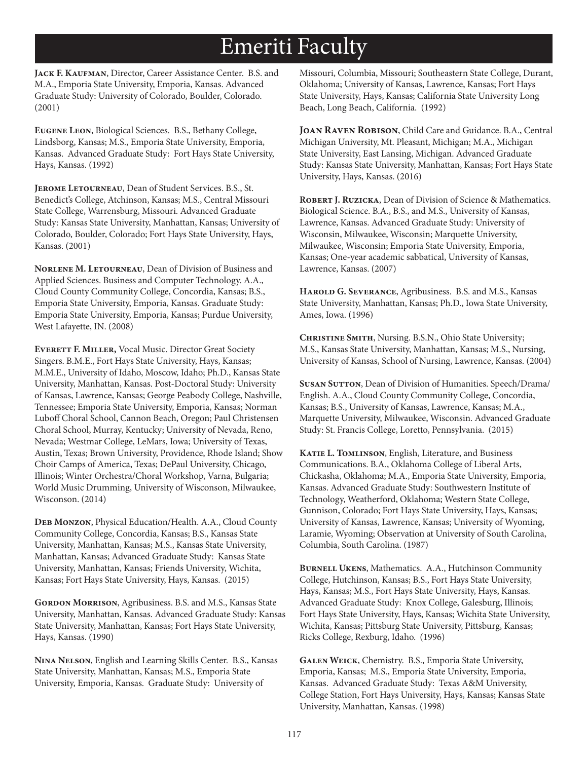# Emeriti Faculty

**Jack F. Kaufman**, Director, Career Assistance Center. B.S. and M.A., Emporia State University, Emporia, Kansas. Advanced Graduate Study: University of Colorado, Boulder, Colorado. (2001)

**Eugene Leon**, Biological Sciences. B.S., Bethany College, Lindsborg, Kansas; M.S., Emporia State University, Emporia, Kansas. Advanced Graduate Study: Fort Hays State University, Hays, Kansas. (1992)

**Jerome Letourneau**, Dean of Student Services. B.S., St. Benedict's College, Atchinson, Kansas; M.S., Central Missouri State College, Warrensburg, Missouri. Advanced Graduate Study: Kansas State University, Manhattan, Kansas; University of Colorado, Boulder, Colorado; Fort Hays State University, Hays, Kansas. (2001)

**Norlene M. Letourneau**, Dean of Division of Business and Applied Sciences. Business and Computer Technology. A.A., Cloud County Community College, Concordia, Kansas; B.S., Emporia State University, Emporia, Kansas. Graduate Study: Emporia State University, Emporia, Kansas; Purdue University, West Lafayette, IN. (2008)

**Everett F. Miller,** Vocal Music. Director Great Society Singers. B.M.E., Fort Hays State University, Hays, Kansas; M.M.E., University of Idaho, Moscow, Idaho; Ph.D., Kansas State University, Manhattan, Kansas. Post-Doctoral Study: University of Kansas, Lawrence, Kansas; George Peabody College, Nashville, Tennessee; Emporia State University, Emporia, Kansas; Norman Luboff Choral School, Cannon Beach, Oregon; Paul Christensen Choral School, Murray, Kentucky; University of Nevada, Reno, Nevada; Westmar College, LeMars, Iowa; University of Texas, Austin, Texas; Brown University, Providence, Rhode Island; Show Choir Camps of America, Texas; DePaul University, Chicago, Illinois; Winter Orchestra/Choral Workshop, Varna, Bulgaria; World Music Drumming, University of Wisconson, Milwaukee, Wisconson. (2014)

**Deb Monzon**, Physical Education/Health. A.A., Cloud County Community College, Concordia, Kansas; B.S., Kansas State University, Manhattan, Kansas; M.S., Kansas State University, Manhattan, Kansas; Advanced Graduate Study: Kansas State University, Manhattan, Kansas; Friends University, Wichita, Kansas; Fort Hays State University, Hays, Kansas. (2015)

**Gordon Morrison**, Agribusiness. B.S. and M.S., Kansas State University, Manhattan, Kansas. Advanced Graduate Study: Kansas State University, Manhattan, Kansas; Fort Hays State University, Hays, Kansas. (1990)

**Nina Nelson**, English and Learning Skills Center. B.S., Kansas State University, Manhattan, Kansas; M.S., Emporia State University, Emporia, Kansas. Graduate Study: University of Missouri, Columbia, Missouri; Southeastern State College, Durant, Oklahoma; University of Kansas, Lawrence, Kansas; Fort Hays State University, Hays, Kansas; California State University Long Beach, Long Beach, California. (1992)

**Joan Raven Robison**, Child Care and Guidance. B.A., Central Michigan University, Mt. Pleasant, Michigan; M.A., Michigan State University, East Lansing, Michigan. Advanced Graduate Study: Kansas State University, Manhattan, Kansas; Fort Hays State University, Hays, Kansas. (2016)

**Robert J. Ruzicka**, Dean of Division of Science & Mathematics. Biological Science. B.A., B.S., and M.S., University of Kansas, Lawrence, Kansas. Advanced Graduate Study: University of Wisconsin, Milwaukee, Wisconsin; Marquette University, Milwaukee, Wisconsin; Emporia State University, Emporia, Kansas; One-year academic sabbatical, University of Kansas, Lawrence, Kansas. (2007)

**Harold G. Severance**, Agribusiness. B.S. and M.S., Kansas State University, Manhattan, Kansas; Ph.D., Iowa State University, Ames, Iowa. (1996)

**Christine Smith**, Nursing. B.S.N., Ohio State University; M.S., Kansas State University, Manhattan, Kansas; M.S., Nursing, University of Kansas, School of Nursing, Lawrence, Kansas. (2004)

**Susan Sutton**, Dean of Division of Humanities. Speech/Drama/English. A.A., Cloud County Community College, Concordia, Kansas; B.S., University of Kansas, Lawrence, Kansas; M.A., Marquette University, Milwaukee, Wisconsin. Advanced Graduate Study: St. Francis College, Loretto, Pennsylvania. (2015)

**Katie L. Tomlinson**, English, Literature, and Business Communications. B.A., Oklahoma College of Liberal Arts, Chickasha, Oklahoma; M.A., Emporia State University, Emporia, Kansas. Advanced Graduate Study: Southwestern Institute of Technology, Weatherford, Oklahoma; Western State College, Gunnison, Colorado; Fort Hays State University, Hays, Kansas; University of Kansas, Lawrence, Kansas; University of Wyoming, Laramie, Wyoming; Observation at University of South Carolina, Columbia, South Carolina. (1987)

**Burnell Ukens**, Mathematics. A.A., Hutchinson Community College, Hutchinson, Kansas; B.S., Fort Hays State University, Hays, Kansas; M.S., Fort Hays State University, Hays, Kansas. Advanced Graduate Study: Knox College, Galesburg, Illinois; Fort Hays State University, Hays, Kansas; Wichita State University, Wichita, Kansas; Pittsburg State University, Pittsburg, Kansas; Ricks College, Rexburg, Idaho. (1996)

**Galen Weick**, Chemistry. B.S., Emporia State University, Emporia, Kansas; M.S., Emporia State University, Emporia, Kansas. Advanced Graduate Study: Texas A&M University, College Station, Fort Hays University, Hays, Kansas; Kansas State University, Manhattan, Kansas. (1998)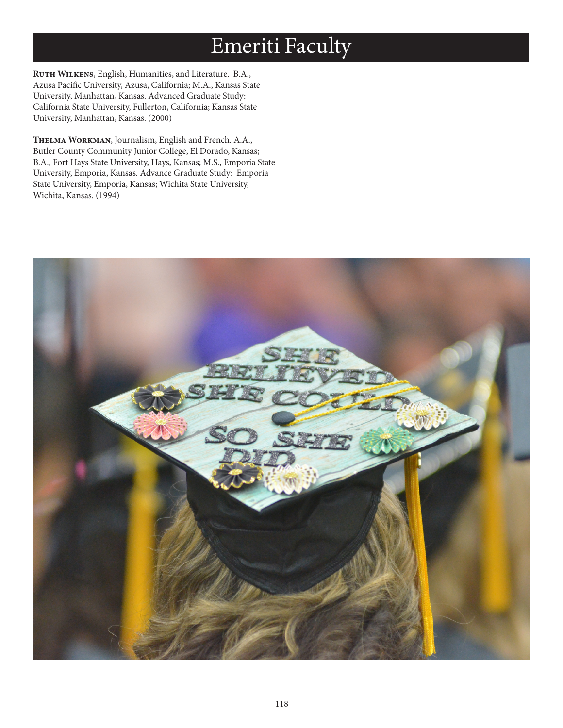# Emeriti Faculty

**Ruth Wilkens**, English, Humanities, and Literature. B.A., Azusa Pacific University, Azusa, California; M.A., Kansas State University, Manhattan, Kansas. Advanced Graduate Study: California State University, Fullerton, California; Kansas State University, Manhattan, Kansas. (2000)

**Thelma Workman**, Journalism, English and French. A.A., Butler County Community Junior College, El Dorado, Kansas; B.A., Fort Hays State University, Hays, Kansas; M.S., Emporia State University, Emporia, Kansas. Advance Graduate Study: Emporia State University, Emporia, Kansas; Wichita State University, Wichita, Kansas. (1994)